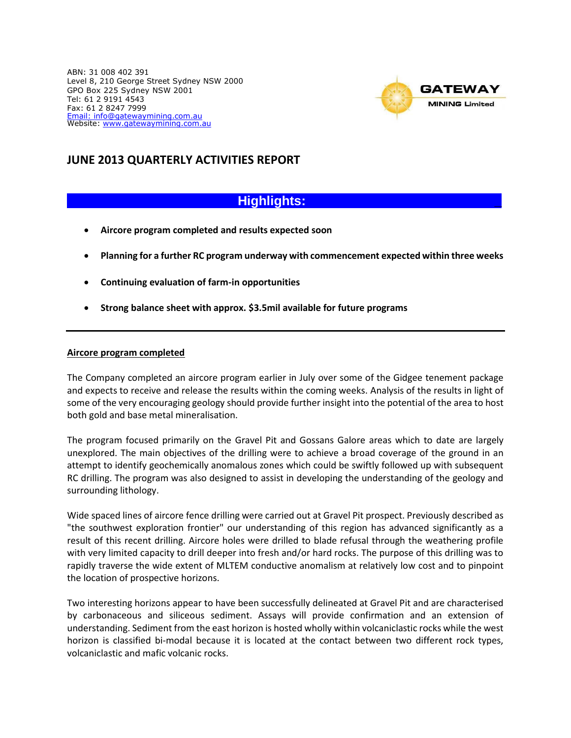ABN: 31 008 402 391
Level 8, 210 George Street Sydney NSW 2000
GPO Box 225 Sydney NSW 2001
Tel: 61 2 9191 4543
Fax: 61 2 8247 7999
Email: info@gatewaymining.com.au
Website: www.gatewaymining.com.au

GATEWAY MINING Limited

# JUNE 2013 QUARTERLY ACTIVITIES REPORT

## Highlights:

- **Aircore program completed and results expected soon**
- **Planning for a further RC program underway with commencement expected within three weeks**
- **Continuing evaluation of farm-in opportunities**
- **Strong balance sheet with approx. $3.5mil available for future programs**

---

## Aircore program completed

The Company completed an aircore program earlier in July over some of the Gidgee tenement package and expects to receive and release the results within the coming weeks. Analysis of the results in light of some of the very encouraging geology should provide further insight into the potential of the area to host both gold and base metal mineralisation.

The program focused primarily on the Gravel Pit and Gossans Galore areas which to date are largely unexplored. The main objectives of the drilling were to achieve a broad coverage of the ground in an attempt to identify geochemically anomalous zones which could be swiftly followed up with subsequent RC drilling. The program was also designed to assist in developing the understanding of the geology and surrounding lithology.

Wide spaced lines of aircore fence drilling were carried out at Gravel Pit prospect. Previously described as "the southwest exploration frontier" our understanding of this region has advanced significantly as a result of this recent drilling. Aircore holes were drilled to blade refusal through the weathering profile with very limited capacity to drill deeper into fresh and/or hard rocks. The purpose of this drilling was to rapidly traverse the wide extent of MLTEM conductive anomalism at relatively low cost and to pinpoint the location of prospective horizons.

Two interesting horizons appear to have been successfully delineated at Gravel Pit and are characterised by carbonaceous and siliceous sediment. Assays will provide confirmation and an extension of understanding. Sediment from the east horizon is hosted wholly within volcaniclastic rocks while the west horizon is classified bi-modal because it is located at the contact between two different rock types, volcaniclastic and mafic volcanic rocks.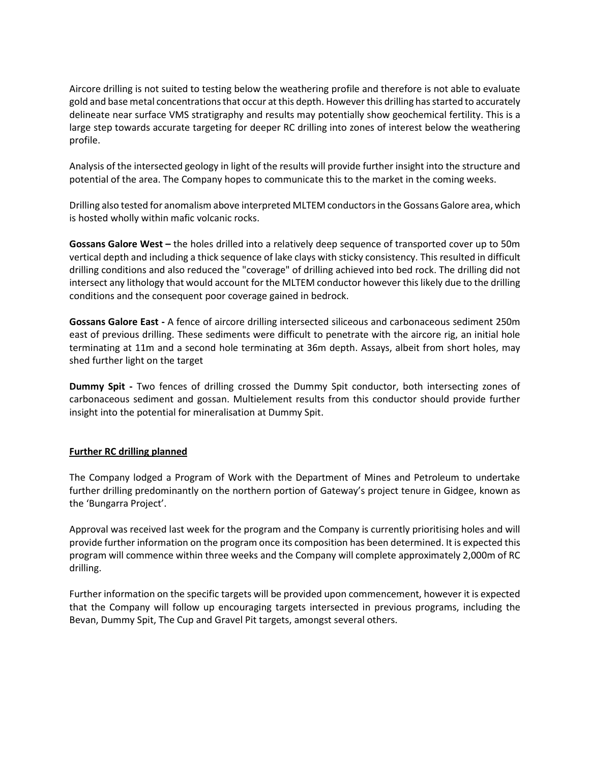Aircore drilling is not suited to testing below the weathering profile and therefore is not able to evaluate gold and base metal concentrations that occur at this depth. However this drilling has started to accurately delineate near surface VMS stratigraphy and results may potentially show geochemical fertility. This is a large step towards accurate targeting for deeper RC drilling into zones of interest below the weathering profile.

Analysis of the intersected geology in light of the results will provide further insight into the structure and potential of the area. The Company hopes to communicate this to the market in the coming weeks.

Drilling also tested for anomalism above interpreted MLTEM conductors in the Gossans Galore area, which is hosted wholly within mafic volcanic rocks.

**Gossans Galore West –** the holes drilled into a relatively deep sequence of transported cover up to 50m vertical depth and including a thick sequence of lake clays with sticky consistency. This resulted in difficult drilling conditions and also reduced the "coverage" of drilling achieved into bed rock. The drilling did not intersect any lithology that would account for the MLTEM conductor however this likely due to the drilling conditions and the consequent poor coverage gained in bedrock.

**Gossans Galore East -** A fence of aircore drilling intersected siliceous and carbonaceous sediment 250m east of previous drilling. These sediments were difficult to penetrate with the aircore rig, an initial hole terminating at 11m and a second hole terminating at 36m depth. Assays, albeit from short holes, may shed further light on the target

**Dummy Spit -** Two fences of drilling crossed the Dummy Spit conductor, both intersecting zones of carbonaceous sediment and gossan. Multielement results from this conductor should provide further insight into the potential for mineralisation at Dummy Spit.

## Further RC drilling planned

The Company lodged a Program of Work with the Department of Mines and Petroleum to undertake further drilling predominantly on the northern portion of Gateway's project tenure in Gidgee, known as the 'Bungarra Project'.

Approval was received last week for the program and the Company is currently prioritising holes and will provide further information on the program once its composition has been determined. It is expected this program will commence within three weeks and the Company will complete approximately 2,000m of RC drilling.

Further information on the specific targets will be provided upon commencement, however it is expected that the Company will follow up encouraging targets intersected in previous programs, including the Bevan, Dummy Spit, The Cup and Gravel Pit targets, amongst several others.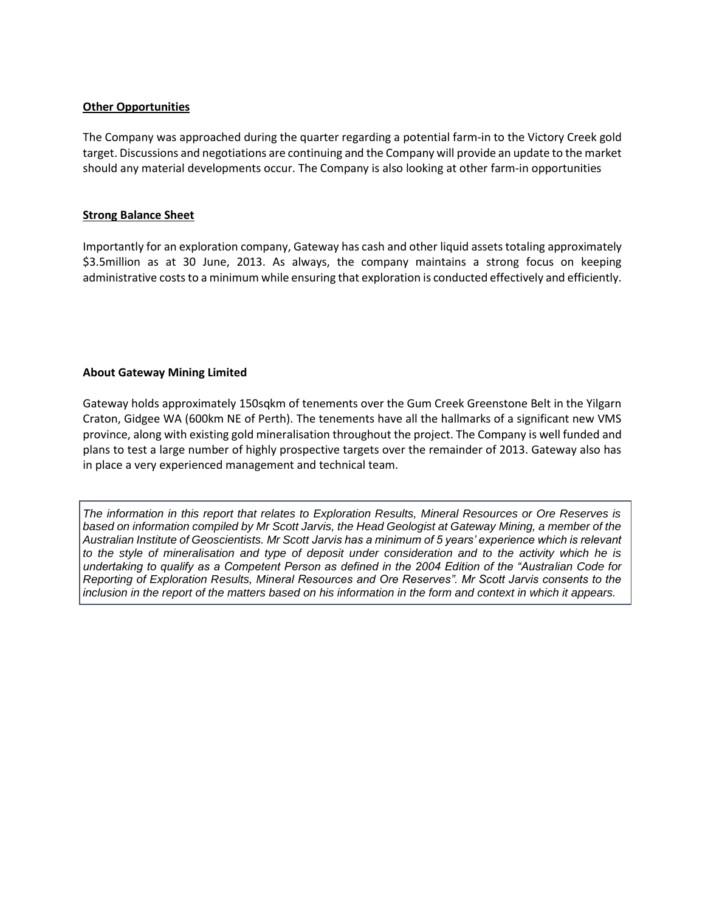**Other Opportunities**

The Company was approached during the quarter regarding a potential farm-in to the Victory Creek gold target. Discussions and negotiations are continuing and the Company will provide an update to the market should any material developments occur. The Company is also looking at other farm-in opportunities

**Strong Balance Sheet**

Importantly for an exploration company, Gateway has cash and other liquid assets totaling approximately $3.5million as at 30 June, 2013. As always, the company maintains a strong focus on keeping administrative costs to a minimum while ensuring that exploration is conducted effectively and efficiently.

**About Gateway Mining Limited**

Gateway holds approximately 150sqkm of tenements over the Gum Creek Greenstone Belt in the Yilgarn Craton, Gidgee WA (600km NE of Perth). The tenements have all the hallmarks of a significant new VMS province, along with existing gold mineralisation throughout the project. The Company is well funded and plans to test a large number of highly prospective targets over the remainder of 2013. Gateway also has in place a very experienced management and technical team.

*The information in this report that relates to Exploration Results, Mineral Resources or Ore Reserves is based on information compiled by Mr Scott Jarvis, the Head Geologist at Gateway Mining, a member of the Australian Institute of Geoscientists. Mr Scott Jarvis has a minimum of 5 years' experience which is relevant to the style of mineralisation and type of deposit under consideration and to the activity which he is undertaking to qualify as a Competent Person as defined in the 2004 Edition of the "Australian Code for Reporting of Exploration Results, Mineral Resources and Ore Reserves". Mr Scott Jarvis consents to the inclusion in the report of the matters based on his information in the form and context in which it appears.*